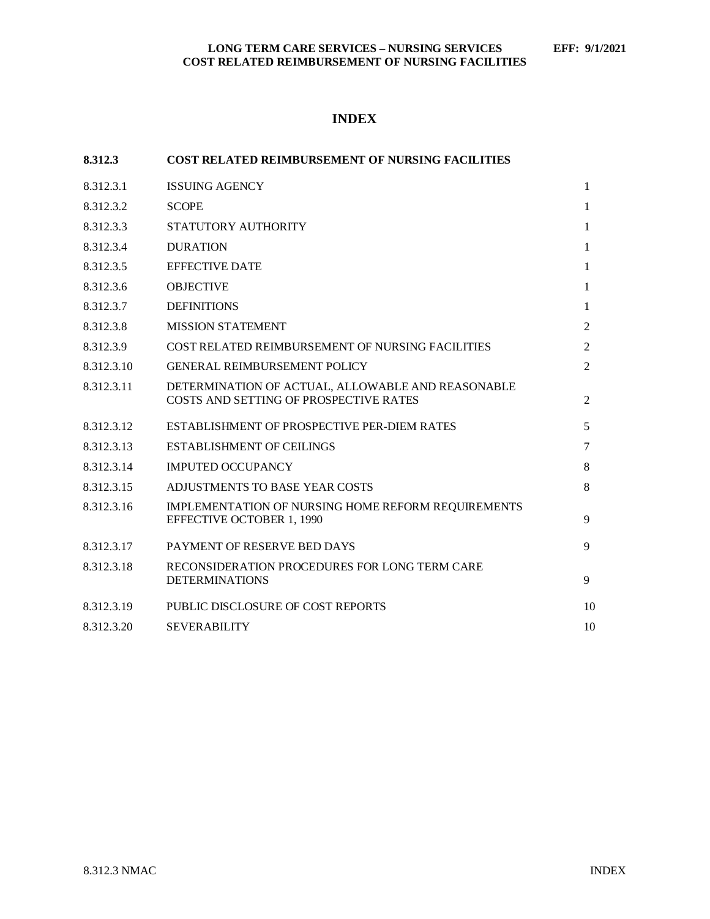# INDEX

| 8.312.3 | COST RELATED REIMBURSEMENT OF NURSING FACILITIES | |
|---|---|---|
| 8.312.3.1 | ISSUING AGENCY | 1 |
| 8.312.3.2 | SCOPE | 1 |
| 8.312.3.3 | STATUTORY AUTHORITY | 1 |
| 8.312.3.4 | DURATION | 1 |
| 8.312.3.5 | EFFECTIVE DATE | 1 |
| 8.312.3.6 | OBJECTIVE | 1 |
| 8.312.3.7 | DEFINITIONS | 1 |
| 8.312.3.8 | MISSION STATEMENT | 2 |
| 8.312.3.9 | COST RELATED REIMBURSEMENT OF NURSING FACILITIES | 2 |
| 8.312.3.10 | GENERAL REIMBURSEMENT POLICY | 2 |
| 8.312.3.11 | DETERMINATION OF ACTUAL, ALLOWABLE AND REASONABLE COSTS AND SETTING OF PROSPECTIVE RATES | 2 |
| 8.312.3.12 | ESTABLISHMENT OF PROSPECTIVE PER-DIEM RATES | 5 |
| 8.312.3.13 | ESTABLISHMENT OF CEILINGS | 7 |
| 8.312.3.14 | IMPUTED OCCUPANCY | 8 |
| 8.312.3.15 | ADJUSTMENTS TO BASE YEAR COSTS | 8 |
| 8.312.3.16 | IMPLEMENTATION OF NURSING HOME REFORM REQUIREMENTS EFFECTIVE OCTOBER 1, 1990 | 9 |
| 8.312.3.17 | PAYMENT OF RESERVE BED DAYS | 9 |
| 8.312.3.18 | RECONSIDERATION PROCEDURES FOR LONG TERM CARE DETERMINATIONS | 9 |
| 8.312.3.19 | PUBLIC DISCLOSURE OF COST REPORTS | 10 |
| 8.312.3.20 | SEVERABILITY | 10 |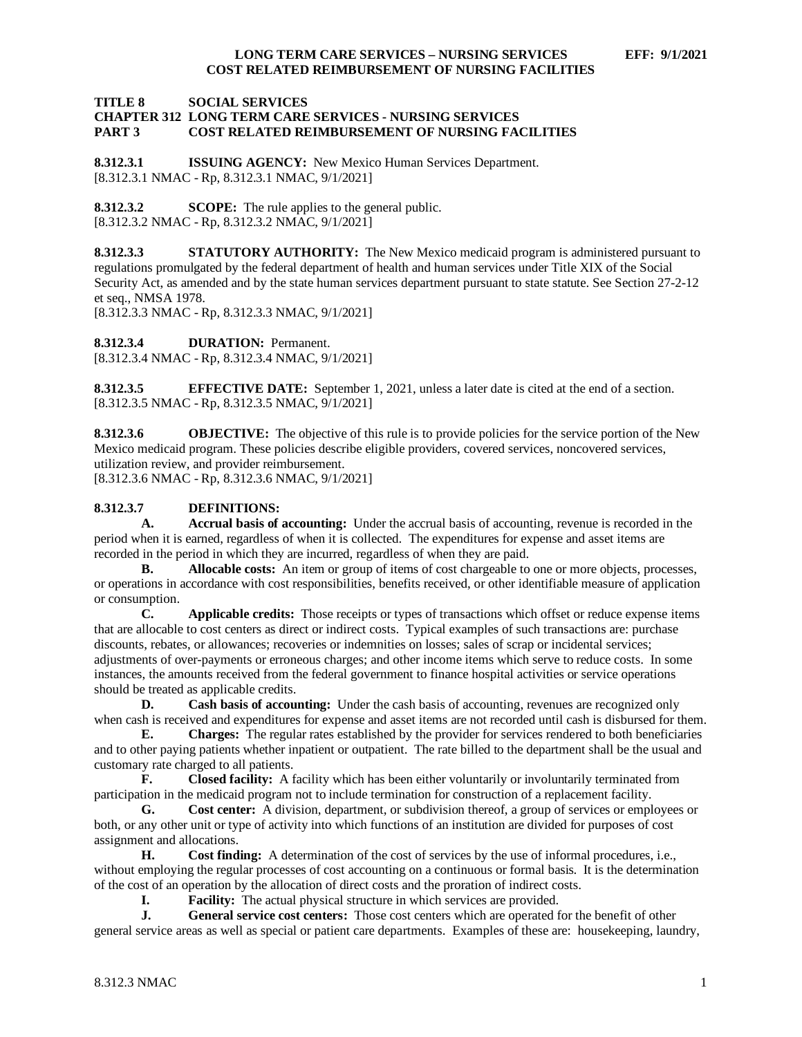# TITLE 8 SOCIAL SERVICES
## CHAPTER 312 LONG TERM CARE SERVICES - NURSING SERVICES
## PART 3 COST RELATED REIMBURSEMENT OF NURSING FACILITIES

**8.312.3.1 ISSUING AGENCY:** New Mexico Human Services Department.
[8.312.3.1 NMAC - Rp, 8.312.3.1 NMAC, 9/1/2021]

**8.312.3.2 SCOPE:** The rule applies to the general public.
[8.312.3.2 NMAC - Rp, 8.312.3.2 NMAC, 9/1/2021]

**8.312.3.3 STATUTORY AUTHORITY:** The New Mexico medicaid program is administered pursuant to regulations promulgated by the federal department of health and human services under Title XIX of the Social Security Act, as amended and by the state human services department pursuant to state statute. See Section 27-2-12 et seq., NMSA 1978.
[8.312.3.3 NMAC - Rp, 8.312.3.3 NMAC, 9/1/2021]

**8.312.3.4 DURATION:** Permanent.
[8.312.3.4 NMAC - Rp, 8.312.3.4 NMAC, 9/1/2021]

**8.312.3.5 EFFECTIVE DATE:** September 1, 2021, unless a later date is cited at the end of a section.
[8.312.3.5 NMAC - Rp, 8.312.3.5 NMAC, 9/1/2021]

**8.312.3.6 OBJECTIVE:** The objective of this rule is to provide policies for the service portion of the New Mexico medicaid program. These policies describe eligible providers, covered services, noncovered services, utilization review, and provider reimbursement.
[8.312.3.6 NMAC - Rp, 8.312.3.6 NMAC, 9/1/2021]

**8.312.3.7 DEFINITIONS:**

**A. Accrual basis of accounting:** Under the accrual basis of accounting, revenue is recorded in the period when it is earned, regardless of when it is collected. The expenditures for expense and asset items are recorded in the period in which they are incurred, regardless of when they are paid.

**B. Allocable costs:** An item or group of items of cost chargeable to one or more objects, processes, or operations in accordance with cost responsibilities, benefits received, or other identifiable measure of application or consumption.

**C. Applicable credits:** Those receipts or types of transactions which offset or reduce expense items that are allocable to cost centers as direct or indirect costs. Typical examples of such transactions are: purchase discounts, rebates, or allowances; recoveries or indemnities on losses; sales of scrap or incidental services; adjustments of over-payments or erroneous charges; and other income items which serve to reduce costs. In some instances, the amounts received from the federal government to finance hospital activities or service operations should be treated as applicable credits.

**D. Cash basis of accounting:** Under the cash basis of accounting, revenues are recognized only when cash is received and expenditures for expense and asset items are not recorded until cash is disbursed for them.

**E. Charges:** The regular rates established by the provider for services rendered to both beneficiaries and to other paying patients whether inpatient or outpatient. The rate billed to the department shall be the usual and customary rate charged to all patients.

**F. Closed facility:** A facility which has been either voluntarily or involuntarily terminated from participation in the medicaid program not to include termination for construction of a replacement facility.

**G. Cost center:** A division, department, or subdivision thereof, a group of services or employees or both, or any other unit or type of activity into which functions of an institution are divided for purposes of cost assignment and allocations.

**H. Cost finding:** A determination of the cost of services by the use of informal procedures, i.e., without employing the regular processes of cost accounting on a continuous or formal basis. It is the determination of the cost of an operation by the allocation of direct costs and the proration of indirect costs.

**I. Facility:** The actual physical structure in which services are provided.

**J. General service cost centers:** Those cost centers which are operated for the benefit of other general service areas as well as special or patient care departments. Examples of these are: housekeeping, laundry,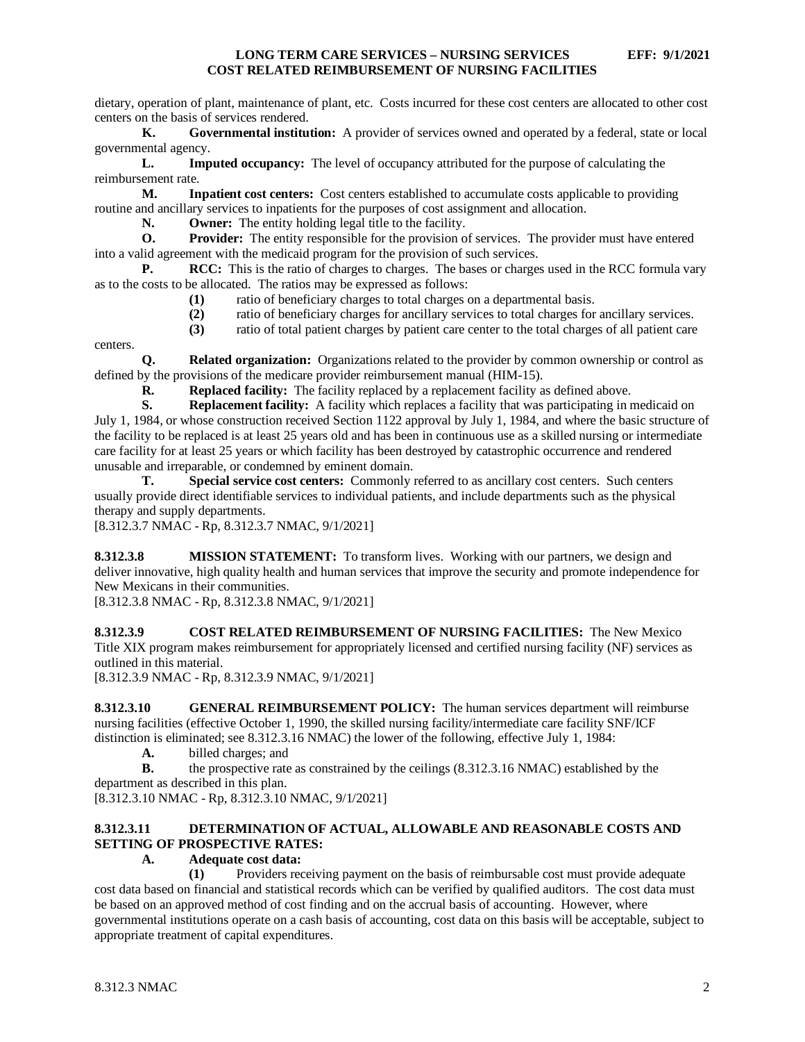dietary, operation of plant, maintenance of plant, etc. Costs incurred for these cost centers are allocated to other cost centers on the basis of services rendered.

**K. Governmental institution:** A provider of services owned and operated by a federal, state or local governmental agency.

**L. Imputed occupancy:** The level of occupancy attributed for the purpose of calculating the reimbursement rate.

**M. Inpatient cost centers:** Cost centers established to accumulate costs applicable to providing routine and ancillary services to inpatients for the purposes of cost assignment and allocation.

**N. Owner:** The entity holding legal title to the facility.

**O. Provider:** The entity responsible for the provision of services. The provider must have entered into a valid agreement with the medicaid program for the provision of such services.

**P. RCC:** This is the ratio of charges to charges. The bases or charges used in the RCC formula vary as to the costs to be allocated. The ratios may be expressed as follows:

**(1)** ratio of beneficiary charges to total charges on a departmental basis.

**(2)** ratio of beneficiary charges for ancillary services to total charges for ancillary services.

**(3)** ratio of total patient charges by patient care center to the total charges of all patient care centers.

**Q. Related organization:** Organizations related to the provider by common ownership or control as defined by the provisions of the medicare provider reimbursement manual (HIM-15).

**R. Replaced facility:** The facility replaced by a replacement facility as defined above.

**S. Replacement facility:** A facility which replaces a facility that was participating in medicaid on July 1, 1984, or whose construction received Section 1122 approval by July 1, 1984, and where the basic structure of the facility to be replaced is at least 25 years old and has been in continuous use as a skilled nursing or intermediate care facility for at least 25 years or which facility has been destroyed by catastrophic occurrence and rendered unusable and irreparable, or condemned by eminent domain.

**T. Special service cost centers:** Commonly referred to as ancillary cost centers. Such centers usually provide direct identifiable services to individual patients, and include departments such as the physical therapy and supply departments.

[8.312.3.7 NMAC - Rp, 8.312.3.7 NMAC, 9/1/2021]

**8.312.3.8 MISSION STATEMENT:** To transform lives. Working with our partners, we design and deliver innovative, high quality health and human services that improve the security and promote independence for New Mexicans in their communities.

[8.312.3.8 NMAC - Rp, 8.312.3.8 NMAC, 9/1/2021]

**8.312.3.9 COST RELATED REIMBURSEMENT OF NURSING FACILITIES:** The New Mexico Title XIX program makes reimbursement for appropriately licensed and certified nursing facility (NF) services as outlined in this material.

[8.312.3.9 NMAC - Rp, 8.312.3.9 NMAC, 9/1/2021]

**8.312.3.10 GENERAL REIMBURSEMENT POLICY:** The human services department will reimburse nursing facilities (effective October 1, 1990, the skilled nursing facility/intermediate care facility SNF/ICF distinction is eliminated; see 8.312.3.16 NMAC) the lower of the following, effective July 1, 1984:

**A.** billed charges; and

**B.** the prospective rate as constrained by the ceilings (8.312.3.16 NMAC) established by the department as described in this plan.

[8.312.3.10 NMAC - Rp, 8.312.3.10 NMAC, 9/1/2021]

**8.312.3.11 DETERMINATION OF ACTUAL, ALLOWABLE AND REASONABLE COSTS AND SETTING OF PROSPECTIVE RATES:**

**A. Adequate cost data:**

**(1)** Providers receiving payment on the basis of reimbursable cost must provide adequate cost data based on financial and statistical records which can be verified by qualified auditors. The cost data must be based on an approved method of cost finding and on the accrual basis of accounting. However, where governmental institutions operate on a cash basis of accounting, cost data on this basis will be acceptable, subject to appropriate treatment of capital expenditures.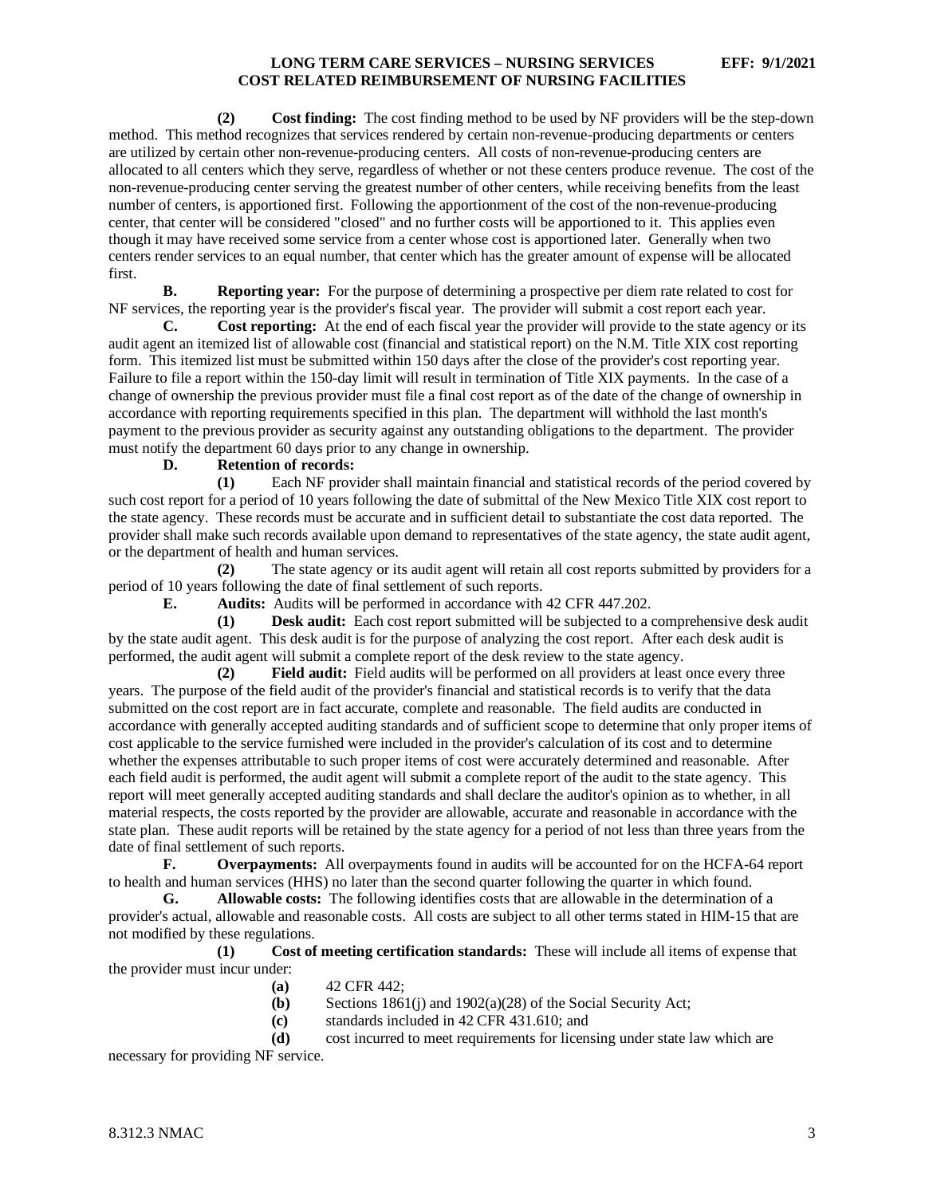**(2) Cost finding:** The cost finding method to be used by NF providers will be the step-down method. This method recognizes that services rendered by certain non-revenue-producing departments or centers are utilized by certain other non-revenue-producing centers. All costs of non-revenue-producing centers are allocated to all centers which they serve, regardless of whether or not these centers produce revenue. The cost of the non-revenue-producing center serving the greatest number of other centers, while receiving benefits from the least number of centers, is apportioned first. Following the apportionment of the cost of the non-revenue-producing center, that center will be considered "closed" and no further costs will be apportioned to it. This applies even though it may have received some service from a center whose cost is apportioned later. Generally when two centers render services to an equal number, that center which has the greater amount of expense will be allocated first.

**B. Reporting year:** For the purpose of determining a prospective per diem rate related to cost for NF services, the reporting year is the provider's fiscal year. The provider will submit a cost report each year.

**C. Cost reporting:** At the end of each fiscal year the provider will provide to the state agency or its audit agent an itemized list of allowable cost (financial and statistical report) on the N.M. Title XIX cost reporting form. This itemized list must be submitted within 150 days after the close of the provider's cost reporting year. Failure to file a report within the 150-day limit will result in termination of Title XIX payments. In the case of a change of ownership the previous provider must file a final cost report as of the date of the change of ownership in accordance with reporting requirements specified in this plan. The department will withhold the last month's payment to the previous provider as security against any outstanding obligations to the department. The provider must notify the department 60 days prior to any change in ownership.

**D. Retention of records:**

**(1)** Each NF provider shall maintain financial and statistical records of the period covered by such cost report for a period of 10 years following the date of submittal of the New Mexico Title XIX cost report to the state agency. These records must be accurate and in sufficient detail to substantiate the cost data reported. The provider shall make such records available upon demand to representatives of the state agency, the state audit agent, or the department of health and human services.

**(2)** The state agency or its audit agent will retain all cost reports submitted by providers for a period of 10 years following the date of final settlement of such reports.

**E. Audits:** Audits will be performed in accordance with 42 CFR 447.202.

**(1) Desk audit:** Each cost report submitted will be subjected to a comprehensive desk audit by the state audit agent. This desk audit is for the purpose of analyzing the cost report. After each desk audit is performed, the audit agent will submit a complete report of the desk review to the state agency.

**(2) Field audit:** Field audits will be performed on all providers at least once every three years. The purpose of the field audit of the provider's financial and statistical records is to verify that the data submitted on the cost report are in fact accurate, complete and reasonable. The field audits are conducted in accordance with generally accepted auditing standards and of sufficient scope to determine that only proper items of cost applicable to the service furnished were included in the provider's calculation of its cost and to determine whether the expenses attributable to such proper items of cost were accurately determined and reasonable. After each field audit is performed, the audit agent will submit a complete report of the audit to the state agency. This report will meet generally accepted auditing standards and shall declare the auditor's opinion as to whether, in all material respects, the costs reported by the provider are allowable, accurate and reasonable in accordance with the state plan. These audit reports will be retained by the state agency for a period of not less than three years from the date of final settlement of such reports.

**F. Overpayments:** All overpayments found in audits will be accounted for on the HCFA-64 report to health and human services (HHS) no later than the second quarter following the quarter in which found.

**G. Allowable costs:** The following identifies costs that are allowable in the determination of a provider's actual, allowable and reasonable costs. All costs are subject to all other terms stated in HIM-15 that are not modified by these regulations.

**(1) Cost of meeting certification standards:** These will include all items of expense that the provider must incur under:

**(a)** 42 CFR 442;

**(b)** Sections 1861(j) and 1902(a)(28) of the Social Security Act;

**(c)** standards included in 42 CFR 431.610; and

**(d)** cost incurred to meet requirements for licensing under state law which are necessary for providing NF service.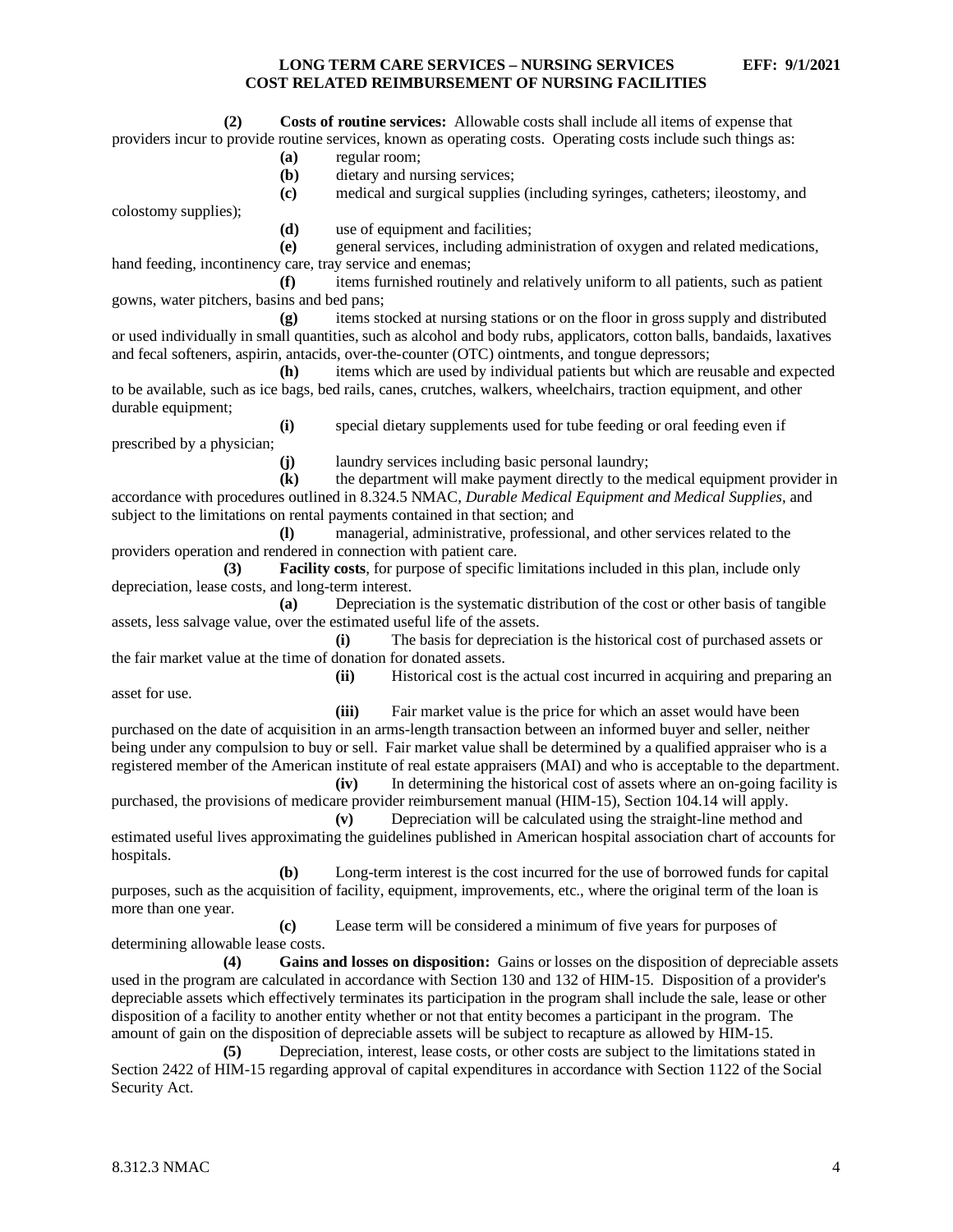**(2)** **Costs of routine services:** Allowable costs shall include all items of expense that providers incur to provide routine services, known as operating costs. Operating costs include such things as:

**(a)** regular room;

**(b)** dietary and nursing services;

**(c)** medical and surgical supplies (including syringes, catheters; ileostomy, and colostomy supplies);

**(d)** use of equipment and facilities;

**(e)** general services, including administration of oxygen and related medications, hand feeding, incontinency care, tray service and enemas;

**(f)** items furnished routinely and relatively uniform to all patients, such as patient gowns, water pitchers, basins and bed pans;

**(g)** items stocked at nursing stations or on the floor in gross supply and distributed or used individually in small quantities, such as alcohol and body rubs, applicators, cotton balls, bandaids, laxatives and fecal softeners, aspirin, antacids, over-the-counter (OTC) ointments, and tongue depressors;

**(h)** items which are used by individual patients but which are reusable and expected to be available, such as ice bags, bed rails, canes, crutches, walkers, wheelchairs, traction equipment, and other durable equipment;

**(i)** special dietary supplements used for tube feeding or oral feeding even if prescribed by a physician;

**(j)** laundry services including basic personal laundry;

**(k)** the department will make payment directly to the medical equipment provider in accordance with procedures outlined in 8.324.5 NMAC, *Durable Medical Equipment and Medical Supplies*, and subject to the limitations on rental payments contained in that section; and

**(l)** managerial, administrative, professional, and other services related to the providers operation and rendered in connection with patient care.

**(3)** **Facility costs**, for purpose of specific limitations included in this plan, include only depreciation, lease costs, and long-term interest.

**(a)** Depreciation is the systematic distribution of the cost or other basis of tangible assets, less salvage value, over the estimated useful life of the assets.

**(i)** The basis for depreciation is the historical cost of purchased assets or the fair market value at the time of donation for donated assets.

**(ii)** Historical cost is the actual cost incurred in acquiring and preparing an asset for use.

**(iii)** Fair market value is the price for which an asset would have been purchased on the date of acquisition in an arms-length transaction between an informed buyer and seller, neither being under any compulsion to buy or sell. Fair market value shall be determined by a qualified appraiser who is a registered member of the American institute of real estate appraisers (MAI) and who is acceptable to the department.

**(iv)** In determining the historical cost of assets where an on-going facility is purchased, the provisions of medicare provider reimbursement manual (HIM-15), Section 104.14 will apply.

**(v)** Depreciation will be calculated using the straight-line method and estimated useful lives approximating the guidelines published in American hospital association chart of accounts for hospitals.

**(b)** Long-term interest is the cost incurred for the use of borrowed funds for capital purposes, such as the acquisition of facility, equipment, improvements, etc., where the original term of the loan is more than one year.

**(c)** Lease term will be considered a minimum of five years for purposes of determining allowable lease costs.

**(4)** **Gains and losses on disposition:** Gains or losses on the disposition of depreciable assets used in the program are calculated in accordance with Section 130 and 132 of HIM-15. Disposition of a provider's depreciable assets which effectively terminates its participation in the program shall include the sale, lease or other disposition of a facility to another entity whether or not that entity becomes a participant in the program. The amount of gain on the disposition of depreciable assets will be subject to recapture as allowed by HIM-15.

**(5)** Depreciation, interest, lease costs, or other costs are subject to the limitations stated in Section 2422 of HIM-15 regarding approval of capital expenditures in accordance with Section 1122 of the Social Security Act.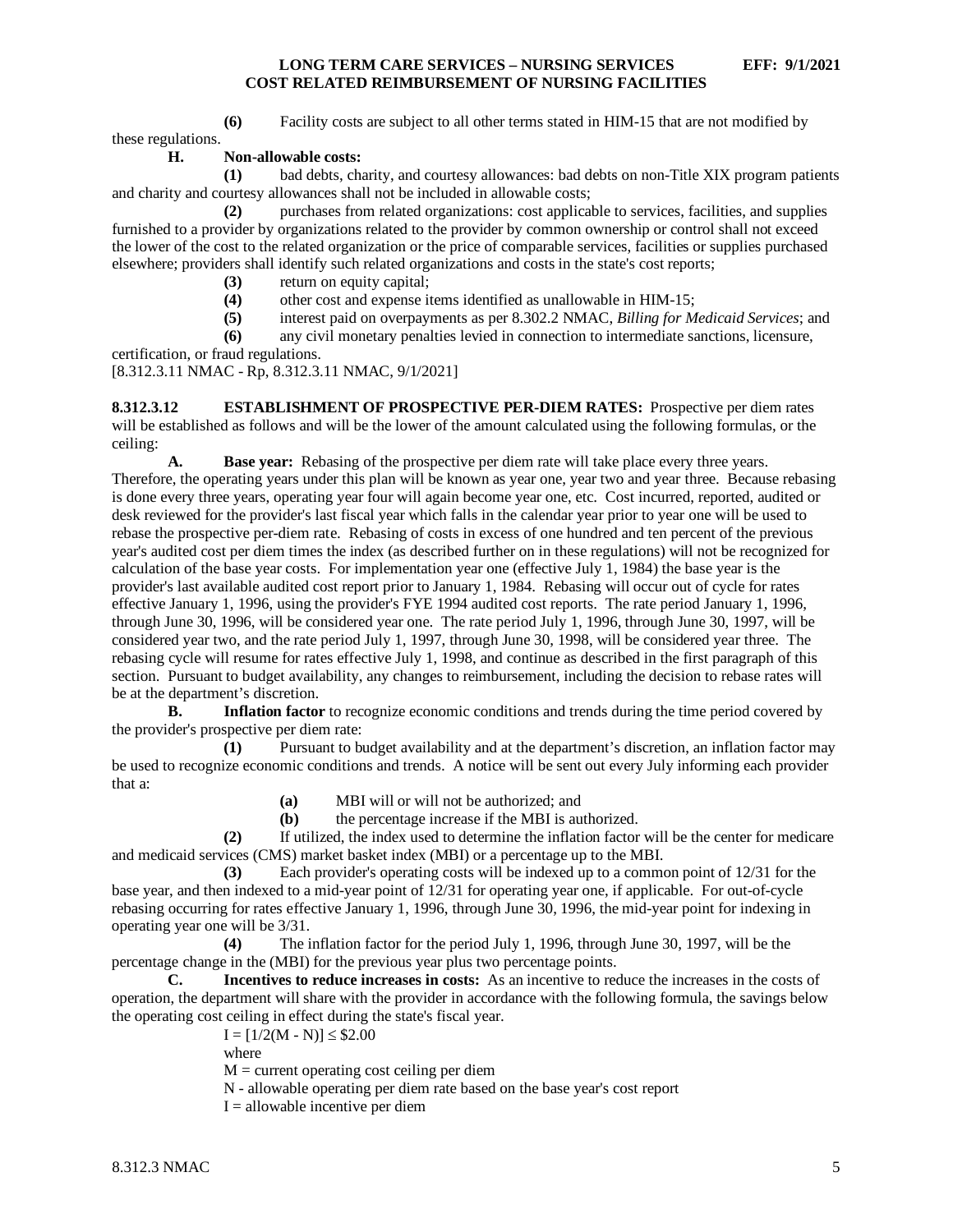**(6)** Facility costs are subject to all other terms stated in HIM-15 that are not modified by these regulations.

**H. Non-allowable costs:**

**(1)** bad debts, charity, and courtesy allowances: bad debts on non-Title XIX program patients and charity and courtesy allowances shall not be included in allowable costs;

**(2)** purchases from related organizations: cost applicable to services, facilities, and supplies furnished to a provider by organizations related to the provider by common ownership or control shall not exceed the lower of the cost to the related organization or the price of comparable services, facilities or supplies purchased elsewhere; providers shall identify such related organizations and costs in the state's cost reports;

**(3)** return on equity capital;

**(4)** other cost and expense items identified as unallowable in HIM-15;

**(5)** interest paid on overpayments as per 8.302.2 NMAC, *Billing for Medicaid Services*; and

**(6)** any civil monetary penalties levied in connection to intermediate sanctions, licensure, certification, or fraud regulations.

[8.312.3.11 NMAC - Rp, 8.312.3.11 NMAC, 9/1/2021]

**8.312.3.12 ESTABLISHMENT OF PROSPECTIVE PER-DIEM RATES:** Prospective per diem rates will be established as follows and will be the lower of the amount calculated using the following formulas, or the ceiling:

**A. Base year:** Rebasing of the prospective per diem rate will take place every three years. Therefore, the operating years under this plan will be known as year one, year two and year three. Because rebasing is done every three years, operating year four will again become year one, etc. Cost incurred, reported, audited or desk reviewed for the provider's last fiscal year which falls in the calendar year prior to year one will be used to rebase the prospective per-diem rate. Rebasing of costs in excess of one hundred and ten percent of the previous year's audited cost per diem times the index (as described further on in these regulations) will not be recognized for calculation of the base year costs. For implementation year one (effective July 1, 1984) the base year is the provider's last available audited cost report prior to January 1, 1984. Rebasing will occur out of cycle for rates effective January 1, 1996, using the provider's FYE 1994 audited cost reports. The rate period January 1, 1996, through June 30, 1996, will be considered year one. The rate period July 1, 1996, through June 30, 1997, will be considered year two, and the rate period July 1, 1997, through June 30, 1998, will be considered year three. The rebasing cycle will resume for rates effective July 1, 1998, and continue as described in the first paragraph of this section. Pursuant to budget availability, any changes to reimbursement, including the decision to rebase rates will be at the department's discretion.

**B. Inflation factor** to recognize economic conditions and trends during the time period covered by the provider's prospective per diem rate:

**(1)** Pursuant to budget availability and at the department's discretion, an inflation factor may be used to recognize economic conditions and trends. A notice will be sent out every July informing each provider that a:

**(a)** MBI will or will not be authorized; and

**(b)** the percentage increase if the MBI is authorized.

**(2)** If utilized, the index used to determine the inflation factor will be the center for medicare and medicaid services (CMS) market basket index (MBI) or a percentage up to the MBI.

**(3)** Each provider's operating costs will be indexed up to a common point of 12/31 for the base year, and then indexed to a mid-year point of 12/31 for operating year one, if applicable. For out-of-cycle rebasing occurring for rates effective January 1, 1996, through June 30, 1996, the mid-year point for indexing in operating year one will be 3/31.

**(4)** The inflation factor for the period July 1, 1996, through June 30, 1997, will be the percentage change in the (MBI) for the previous year plus two percentage points.

**C. Incentives to reduce increases in costs:** As an incentive to reduce the increases in the costs of operation, the department will share with the provider in accordance with the following formula, the savings below the operating cost ceiling in effect during the state's fiscal year.

$I = [1/2(M - N)] \leq \$2.00$

where

M = current operating cost ceiling per diem

N - allowable operating per diem rate based on the base year's cost report

I = allowable incentive per diem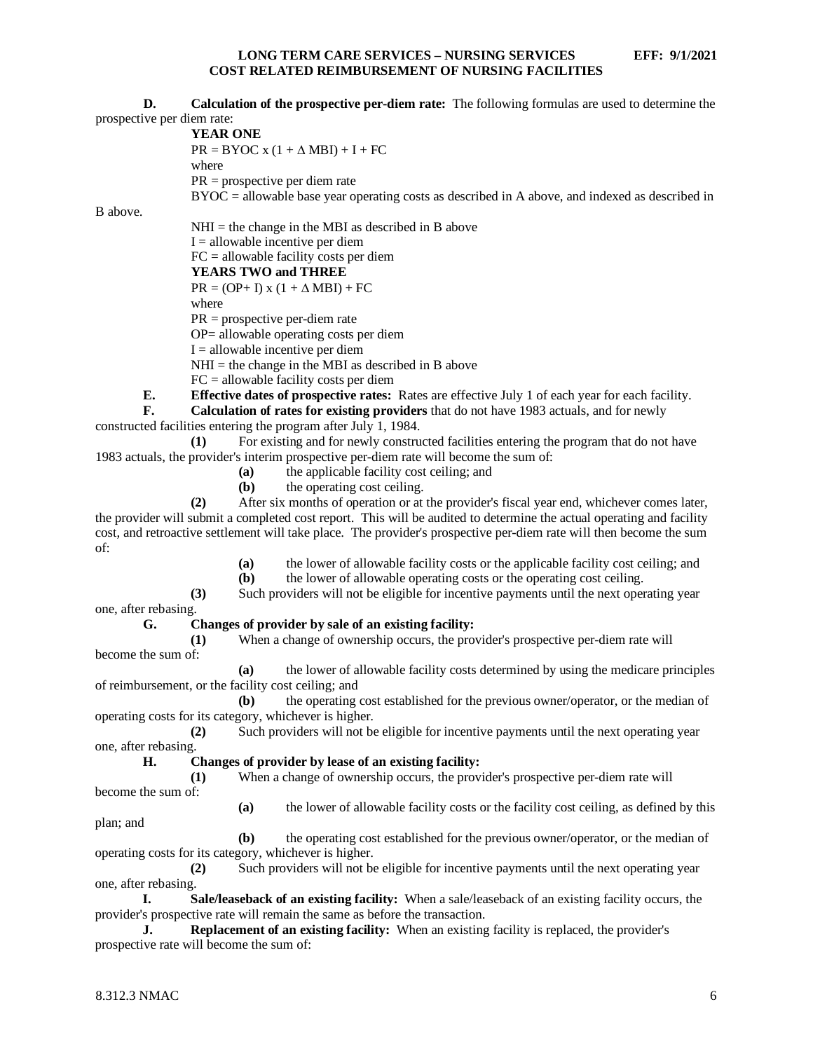**D. Calculation of the prospective per-diem rate:** The following formulas are used to determine the prospective per diem rate:

**YEAR ONE**

$PR = BYOC \times (1 + \Delta MBI) + I + FC$

where

PR = prospective per diem rate

BYOC = allowable base year operating costs as described in A above, and indexed as described in B above.

NHI = the change in the MBI as described in B above

I = allowable incentive per diem

FC = allowable facility costs per diem

**YEARS TWO and THREE**

$PR = (OP + I) \times (1 + \Delta MBI) + FC$

where

PR = prospective per-diem rate

OP= allowable operating costs per diem

I = allowable incentive per diem

NHI = the change in the MBI as described in B above

FC = allowable facility costs per diem

**E. Effective dates of prospective rates:** Rates are effective July 1 of each year for each facility.

**F. Calculation of rates for existing providers** that do not have 1983 actuals, and for newly constructed facilities entering the program after July 1, 1984.

**(1)** For existing and for newly constructed facilities entering the program that do not have 1983 actuals, the provider's interim prospective per-diem rate will become the sum of:

**(a)** the applicable facility cost ceiling; and

**(b)** the operating cost ceiling.

**(2)** After six months of operation or at the provider's fiscal year end, whichever comes later, the provider will submit a completed cost report. This will be audited to determine the actual operating and facility cost, and retroactive settlement will take place. The provider's prospective per-diem rate will then become the sum of:

**(a)** the lower of allowable facility costs or the applicable facility cost ceiling; and

**(b)** the lower of allowable operating costs or the operating cost ceiling.

**(3)** Such providers will not be eligible for incentive payments until the next operating year one, after rebasing.

**G. Changes of provider by sale of an existing facility:**

**(1)** When a change of ownership occurs, the provider's prospective per-diem rate will become the sum of:

**(a)** the lower of allowable facility costs determined by using the medicare principles of reimbursement, or the facility cost ceiling; and

**(b)** the operating cost established for the previous owner/operator, or the median of operating costs for its category, whichever is higher.

**(2)** Such providers will not be eligible for incentive payments until the next operating year one, after rebasing.

**H. Changes of provider by lease of an existing facility:**

**(1)** When a change of ownership occurs, the provider's prospective per-diem rate will become the sum of:

**(a)** the lower of allowable facility costs or the facility cost ceiling, as defined by this plan; and

**(b)** the operating cost established for the previous owner/operator, or the median of operating costs for its category, whichever is higher.

**(2)** Such providers will not be eligible for incentive payments until the next operating year one, after rebasing.

**I. Sale/leaseback of an existing facility:** When a sale/leaseback of an existing facility occurs, the provider's prospective rate will remain the same as before the transaction.

**J. Replacement of an existing facility:** When an existing facility is replaced, the provider's prospective rate will become the sum of: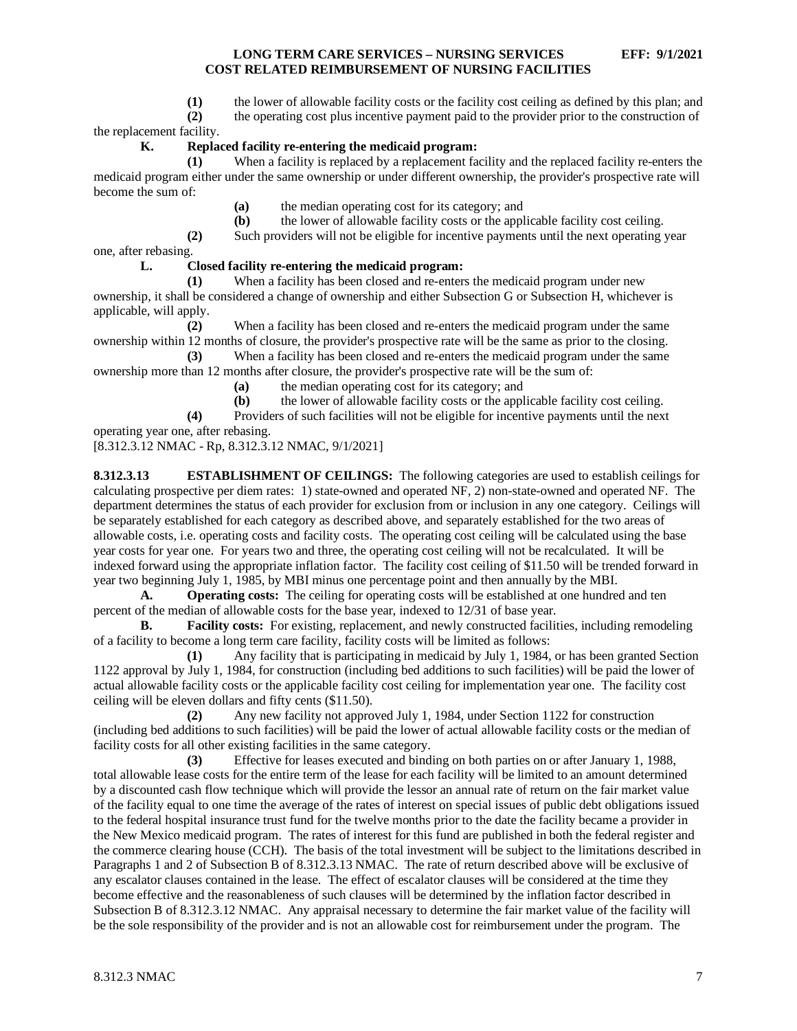**(1)** the lower of allowable facility costs or the facility cost ceiling as defined by this plan; and

**(2)** the operating cost plus incentive payment paid to the provider prior to the construction of the replacement facility.

**K. Replaced facility re-entering the medicaid program:**

**(1)** When a facility is replaced by a replacement facility and the replaced facility re-enters the medicaid program either under the same ownership or under different ownership, the provider's prospective rate will become the sum of:

**(a)** the median operating cost for its category; and

**(b)** the lower of allowable facility costs or the applicable facility cost ceiling.

**(2)** Such providers will not be eligible for incentive payments until the next operating year one, after rebasing.

**L. Closed facility re-entering the medicaid program:**

**(1)** When a facility has been closed and re-enters the medicaid program under new ownership, it shall be considered a change of ownership and either Subsection G or Subsection H, whichever is applicable, will apply.

**(2)** When a facility has been closed and re-enters the medicaid program under the same ownership within 12 months of closure, the provider's prospective rate will be the same as prior to the closing.

**(3)** When a facility has been closed and re-enters the medicaid program under the same ownership more than 12 months after closure, the provider's prospective rate will be the sum of:

**(a)** the median operating cost for its category; and

**(b)** the lower of allowable facility costs or the applicable facility cost ceiling.

**(4)** Providers of such facilities will not be eligible for incentive payments until the next operating year one, after rebasing.

[8.312.3.12 NMAC - Rp, 8.312.3.12 NMAC, 9/1/2021]

**8.312.3.13 ESTABLISHMENT OF CEILINGS:** The following categories are used to establish ceilings for calculating prospective per diem rates: 1) state-owned and operated NF, 2) non-state-owned and operated NF. The department determines the status of each provider for exclusion from or inclusion in any one category. Ceilings will be separately established for each category as described above, and separately established for the two areas of allowable costs, i.e. operating costs and facility costs. The operating cost ceiling will be calculated using the base year costs for year one. For years two and three, the operating cost ceiling will not be recalculated. It will be indexed forward using the appropriate inflation factor. The facility cost ceiling of $11.50 will be trended forward in year two beginning July 1, 1985, by MBI minus one percentage point and then annually by the MBI.

**A. Operating costs:** The ceiling for operating costs will be established at one hundred and ten percent of the median of allowable costs for the base year, indexed to 12/31 of base year.

**B. Facility costs:** For existing, replacement, and newly constructed facilities, including remodeling of a facility to become a long term care facility, facility costs will be limited as follows:

**(1)** Any facility that is participating in medicaid by July 1, 1984, or has been granted Section 1122 approval by July 1, 1984, for construction (including bed additions to such facilities) will be paid the lower of actual allowable facility costs or the applicable facility cost ceiling for implementation year one. The facility cost ceiling will be eleven dollars and fifty cents ($11.50).

**(2)** Any new facility not approved July 1, 1984, under Section 1122 for construction (including bed additions to such facilities) will be paid the lower of actual allowable facility costs or the median of facility costs for all other existing facilities in the same category.

**(3)** Effective for leases executed and binding on both parties on or after January 1, 1988, total allowable lease costs for the entire term of the lease for each facility will be limited to an amount determined by a discounted cash flow technique which will provide the lessor an annual rate of return on the fair market value of the facility equal to one time the average of the rates of interest on special issues of public debt obligations issued to the federal hospital insurance trust fund for the twelve months prior to the date the facility became a provider in the New Mexico medicaid program. The rates of interest for this fund are published in both the federal register and the commerce clearing house (CCH). The basis of the total investment will be subject to the limitations described in Paragraphs 1 and 2 of Subsection B of 8.312.3.13 NMAC. The rate of return described above will be exclusive of any escalator clauses contained in the lease. The effect of escalator clauses will be considered at the time they become effective and the reasonableness of such clauses will be determined by the inflation factor described in Subsection B of 8.312.3.12 NMAC. Any appraisal necessary to determine the fair market value of the facility will be the sole responsibility of the provider and is not an allowable cost for reimbursement under the program. The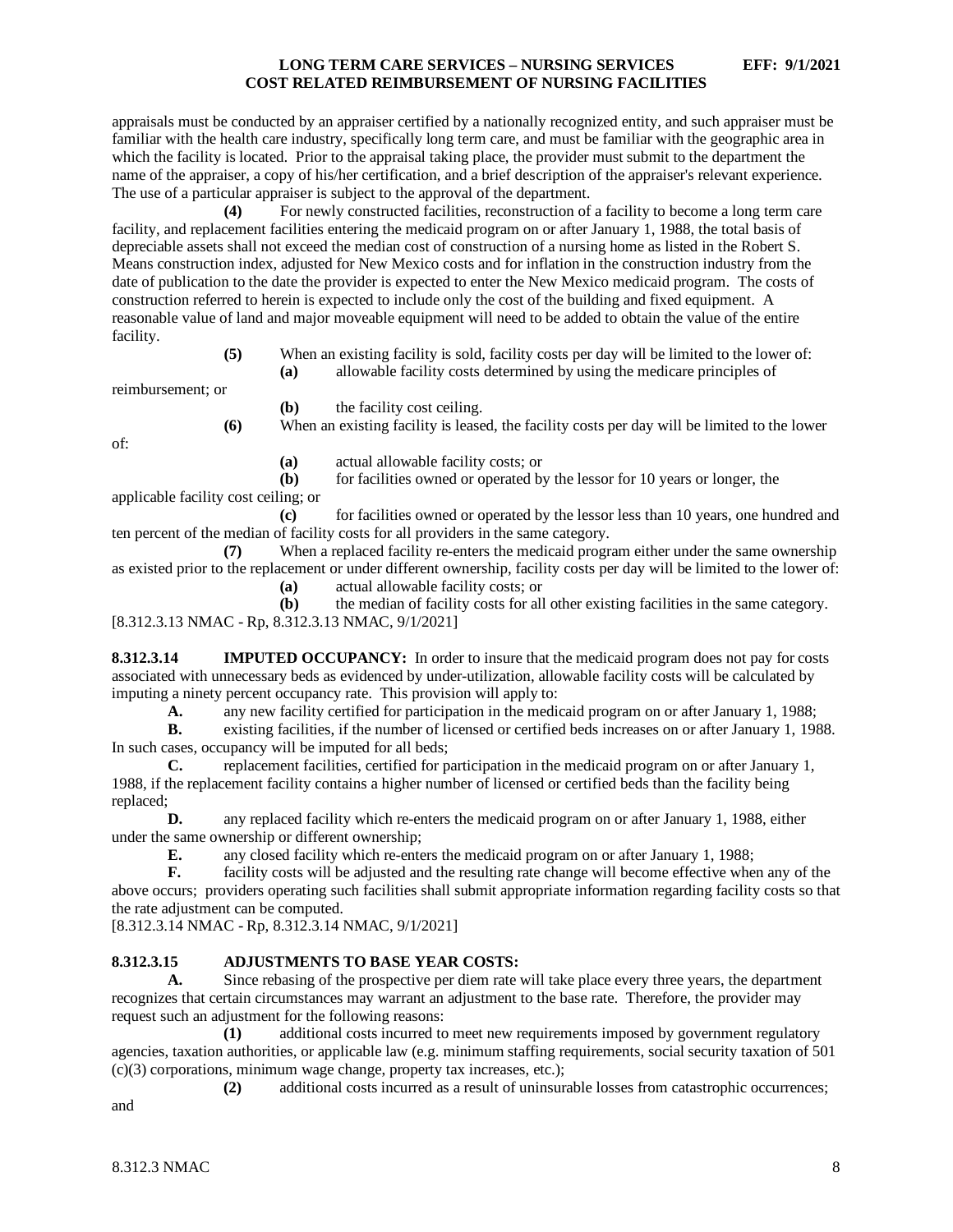appraisals must be conducted by an appraiser certified by a nationally recognized entity, and such appraiser must be familiar with the health care industry, specifically long term care, and must be familiar with the geographic area in which the facility is located. Prior to the appraisal taking place, the provider must submit to the department the name of the appraiser, a copy of his/her certification, and a brief description of the appraiser's relevant experience. The use of a particular appraiser is subject to the approval of the department.

**(4)** For newly constructed facilities, reconstruction of a facility to become a long term care facility, and replacement facilities entering the medicaid program on or after January 1, 1988, the total basis of depreciable assets shall not exceed the median cost of construction of a nursing home as listed in the Robert S. Means construction index, adjusted for New Mexico costs and for inflation in the construction industry from the date of publication to the date the provider is expected to enter the New Mexico medicaid program. The costs of construction referred to herein is expected to include only the cost of the building and fixed equipment. A reasonable value of land and major moveable equipment will need to be added to obtain the value of the entire facility.

**(5)** When an existing facility is sold, facility costs per day will be limited to the lower of:

**(a)** allowable facility costs determined by using the medicare principles of reimbursement; or

**(b)** the facility cost ceiling.

**(6)** When an existing facility is leased, the facility costs per day will be limited to the lower of:

**(a)** actual allowable facility costs; or

**(b)** for facilities owned or operated by the lessor for 10 years or longer, the applicable facility cost ceiling; or

**(c)** for facilities owned or operated by the lessor less than 10 years, one hundred and ten percent of the median of facility costs for all providers in the same category.

**(7)** When a replaced facility re-enters the medicaid program either under the same ownership as existed prior to the replacement or under different ownership, facility costs per day will be limited to the lower of:

**(a)** actual allowable facility costs; or

**(b)** the median of facility costs for all other existing facilities in the same category.

[8.312.3.13 NMAC - Rp, 8.312.3.13 NMAC, 9/1/2021]

**8.312.3.14 IMPUTED OCCUPANCY:** In order to insure that the medicaid program does not pay for costs associated with unnecessary beds as evidenced by under-utilization, allowable facility costs will be calculated by imputing a ninety percent occupancy rate. This provision will apply to:

**A.** any new facility certified for participation in the medicaid program on or after January 1, 1988;

**B.** existing facilities, if the number of licensed or certified beds increases on or after January 1, 1988. In such cases, occupancy will be imputed for all beds;

**C.** replacement facilities, certified for participation in the medicaid program on or after January 1, 1988, if the replacement facility contains a higher number of licensed or certified beds than the facility being replaced;

**D.** any replaced facility which re-enters the medicaid program on or after January 1, 1988, either under the same ownership or different ownership;

**E.** any closed facility which re-enters the medicaid program on or after January 1, 1988;

**F.** facility costs will be adjusted and the resulting rate change will become effective when any of the above occurs; providers operating such facilities shall submit appropriate information regarding facility costs so that the rate adjustment can be computed.

[8.312.3.14 NMAC - Rp, 8.312.3.14 NMAC, 9/1/2021]

**8.312.3.15 ADJUSTMENTS TO BASE YEAR COSTS:**

**A.** Since rebasing of the prospective per diem rate will take place every three years, the department recognizes that certain circumstances may warrant an adjustment to the base rate. Therefore, the provider may request such an adjustment for the following reasons:

**(1)** additional costs incurred to meet new requirements imposed by government regulatory agencies, taxation authorities, or applicable law (e.g. minimum staffing requirements, social security taxation of 501 (c)(3) corporations, minimum wage change, property tax increases, etc.);

**(2)** additional costs incurred as a result of uninsurable losses from catastrophic occurrences; and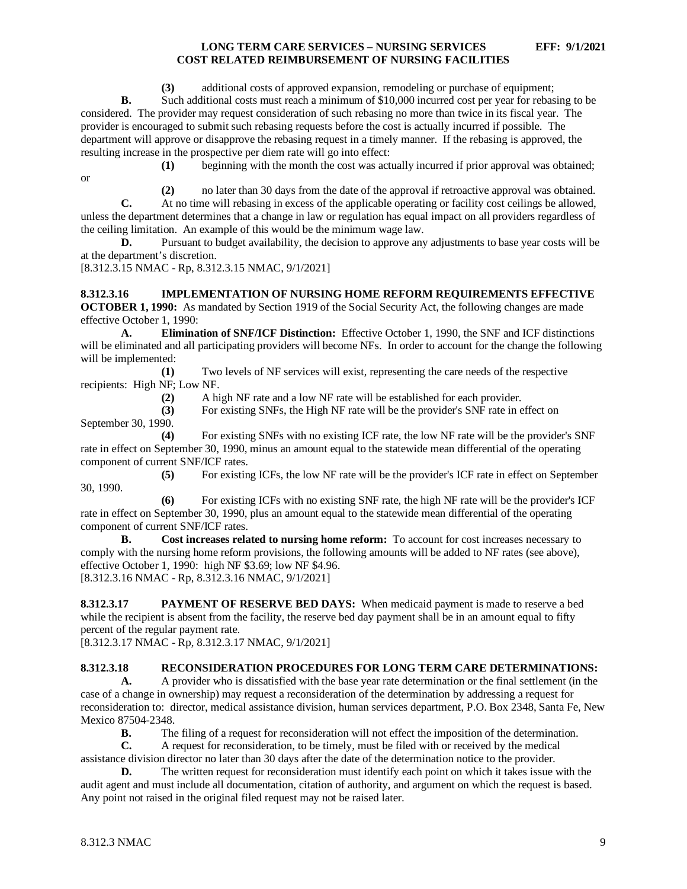**(3)** additional costs of approved expansion, remodeling or purchase of equipment;

**B.** Such additional costs must reach a minimum of $10,000 incurred cost per year for rebasing to be considered. The provider may request consideration of such rebasing no more than twice in its fiscal year. The provider is encouraged to submit such rebasing requests before the cost is actually incurred if possible. The department will approve or disapprove the rebasing request in a timely manner. If the rebasing is approved, the resulting increase in the prospective per diem rate will go into effect:

**(1)** beginning with the month the cost was actually incurred if prior approval was obtained; or

**(2)** no later than 30 days from the date of the approval if retroactive approval was obtained.

**C.** At no time will rebasing in excess of the applicable operating or facility cost ceilings be allowed, unless the department determines that a change in law or regulation has equal impact on all providers regardless of the ceiling limitation. An example of this would be the minimum wage law.

**D.** Pursuant to budget availability, the decision to approve any adjustments to base year costs will be at the department's discretion.

[8.312.3.15 NMAC - Rp, 8.312.3.15 NMAC, 9/1/2021]

**8.312.3.16 IMPLEMENTATION OF NURSING HOME REFORM REQUIREMENTS EFFECTIVE OCTOBER 1, 1990:** As mandated by Section 1919 of the Social Security Act, the following changes are made effective October 1, 1990:

**A. Elimination of SNF/ICF Distinction:** Effective October 1, 1990, the SNF and ICF distinctions will be eliminated and all participating providers will become NFs. In order to account for the change the following will be implemented:

**(1)** Two levels of NF services will exist, representing the care needs of the respective recipients: High NF; Low NF.

**(2)** A high NF rate and a low NF rate will be established for each provider.

**(3)** For existing SNFs, the High NF rate will be the provider's SNF rate in effect on September 30, 1990.

**(4)** For existing SNFs with no existing ICF rate, the low NF rate will be the provider's SNF rate in effect on September 30, 1990, minus an amount equal to the statewide mean differential of the operating component of current SNF/ICF rates.

**(5)** For existing ICFs, the low NF rate will be the provider's ICF rate in effect on September 30, 1990.

**(6)** For existing ICFs with no existing SNF rate, the high NF rate will be the provider's ICF rate in effect on September 30, 1990, plus an amount equal to the statewide mean differential of the operating component of current SNF/ICF rates.

**B. Cost increases related to nursing home reform:** To account for cost increases necessary to comply with the nursing home reform provisions, the following amounts will be added to NF rates (see above), effective October 1, 1990: high NF $3.69; low NF $4.96.

[8.312.3.16 NMAC - Rp, 8.312.3.16 NMAC, 9/1/2021]

**8.312.3.17 PAYMENT OF RESERVE BED DAYS:** When medicaid payment is made to reserve a bed while the recipient is absent from the facility, the reserve bed day payment shall be in an amount equal to fifty percent of the regular payment rate.

[8.312.3.17 NMAC - Rp, 8.312.3.17 NMAC, 9/1/2021]

**8.312.3.18 RECONSIDERATION PROCEDURES FOR LONG TERM CARE DETERMINATIONS:**

**A.** A provider who is dissatisfied with the base year rate determination or the final settlement (in the case of a change in ownership) may request a reconsideration of the determination by addressing a request for reconsideration to: director, medical assistance division, human services department, P.O. Box 2348, Santa Fe, New Mexico 87504-2348.

**B.** The filing of a request for reconsideration will not effect the imposition of the determination.

**C.** A request for reconsideration, to be timely, must be filed with or received by the medical assistance division director no later than 30 days after the date of the determination notice to the provider.

**D.** The written request for reconsideration must identify each point on which it takes issue with the audit agent and must include all documentation, citation of authority, and argument on which the request is based. Any point not raised in the original filed request may not be raised later.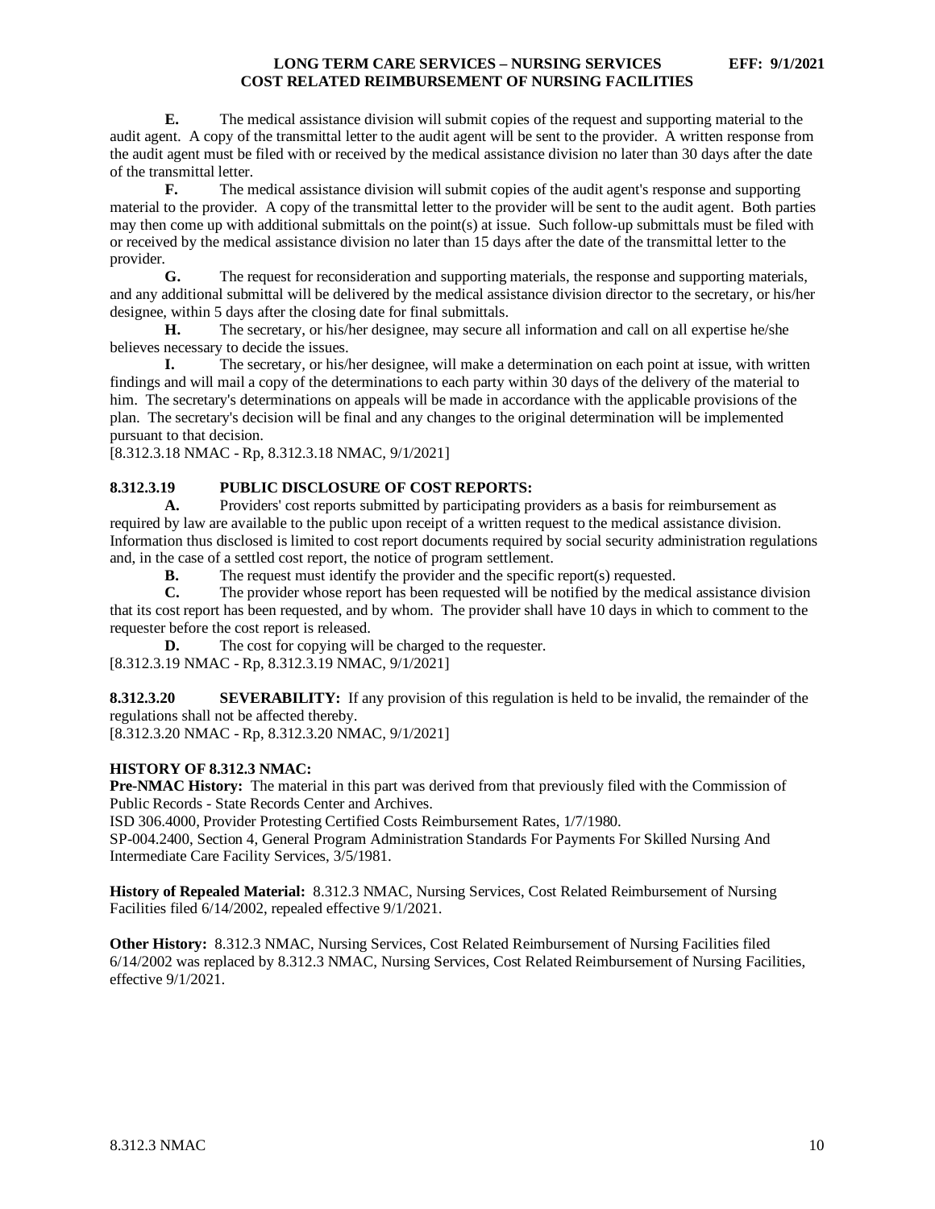**E.** The medical assistance division will submit copies of the request and supporting material to the audit agent. A copy of the transmittal letter to the audit agent will be sent to the provider. A written response from the audit agent must be filed with or received by the medical assistance division no later than 30 days after the date of the transmittal letter.

**F.** The medical assistance division will submit copies of the audit agent's response and supporting material to the provider. A copy of the transmittal letter to the provider will be sent to the audit agent. Both parties may then come up with additional submittals on the point(s) at issue. Such follow-up submittals must be filed with or received by the medical assistance division no later than 15 days after the date of the transmittal letter to the provider.

**G.** The request for reconsideration and supporting materials, the response and supporting materials, and any additional submittal will be delivered by the medical assistance division director to the secretary, or his/her designee, within 5 days after the closing date for final submittals.

**H.** The secretary, or his/her designee, may secure all information and call on all expertise he/she believes necessary to decide the issues.

**I.** The secretary, or his/her designee, will make a determination on each point at issue, with written findings and will mail a copy of the determinations to each party within 30 days of the delivery of the material to him. The secretary's determinations on appeals will be made in accordance with the applicable provisions of the plan. The secretary's decision will be final and any changes to the original determination will be implemented pursuant to that decision.

[8.312.3.18 NMAC - Rp, 8.312.3.18 NMAC, 9/1/2021]

**8.312.3.19 PUBLIC DISCLOSURE OF COST REPORTS:**

**A.** Providers' cost reports submitted by participating providers as a basis for reimbursement as required by law are available to the public upon receipt of a written request to the medical assistance division. Information thus disclosed is limited to cost report documents required by social security administration regulations and, in the case of a settled cost report, the notice of program settlement.

**B.** The request must identify the provider and the specific report(s) requested.

**C.** The provider whose report has been requested will be notified by the medical assistance division that its cost report has been requested, and by whom. The provider shall have 10 days in which to comment to the requester before the cost report is released.

**D.** The cost for copying will be charged to the requester.

[8.312.3.19 NMAC - Rp, 8.312.3.19 NMAC, 9/1/2021]

**8.312.3.20 SEVERABILITY:** If any provision of this regulation is held to be invalid, the remainder of the regulations shall not be affected thereby.

[8.312.3.20 NMAC - Rp, 8.312.3.20 NMAC, 9/1/2021]

**HISTORY OF 8.312.3 NMAC:**

**Pre-NMAC History:** The material in this part was derived from that previously filed with the Commission of Public Records - State Records Center and Archives.

ISD 306.4000, Provider Protesting Certified Costs Reimbursement Rates, 1/7/1980.

SP-004.2400, Section 4, General Program Administration Standards For Payments For Skilled Nursing And Intermediate Care Facility Services, 3/5/1981.

**History of Repealed Material:** 8.312.3 NMAC, Nursing Services, Cost Related Reimbursement of Nursing Facilities filed 6/14/2002, repealed effective 9/1/2021.

**Other History:** 8.312.3 NMAC, Nursing Services, Cost Related Reimbursement of Nursing Facilities filed 6/14/2002 was replaced by 8.312.3 NMAC, Nursing Services, Cost Related Reimbursement of Nursing Facilities, effective 9/1/2021.